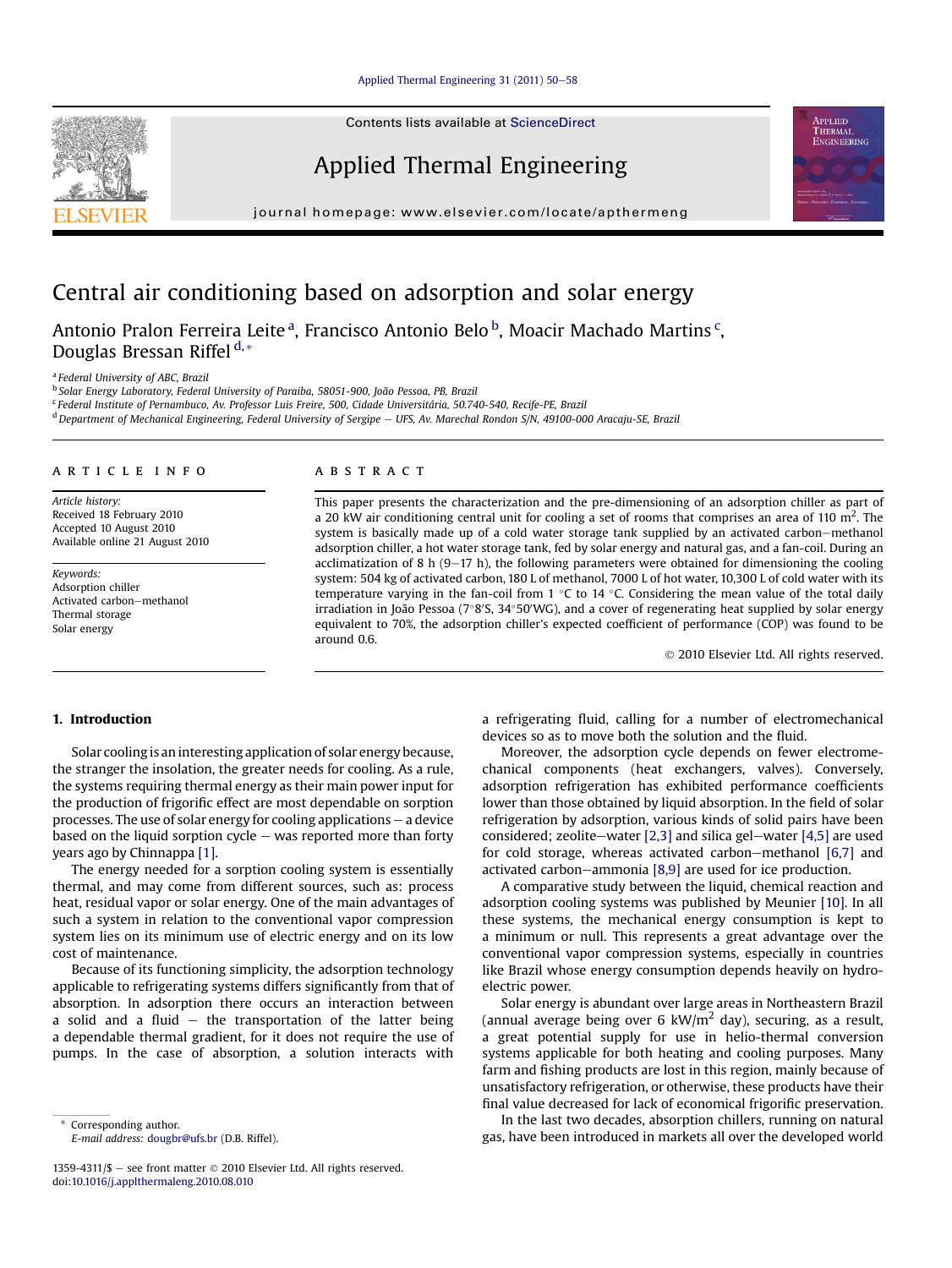# Central air conditioning based on adsorption and solar energy

Antonio Pralon Ferreira Leite [a], Francisco Antonio Belo [b], Moacir Machado Martins [c], Douglas Bressan Riffel [d,*]

[a] Federal University of ABC, Brazil
[b] Solar Energy Laboratory, Federal University of Paraiba, 58051-900, João Pessoa, PB, Brazil
[c] Federal Institute of Pernambuco, Av. Professor Luis Freire, 500, Cidade Universitária, 50.740-540, Recife-PE, Brazil
[d] Department of Mechanical Engineering, Federal University of Sergipe – UFS, Av. Marechal Rondon S/N, 49100-000 Aracaju-SE, Brazil

## ARTICLE INFO

*Article history:*
Received 18 February 2010
Accepted 10 August 2010
Available online 21 August 2010

*Keywords:*
Adsorption chiller
Activated carbon–methanol
Thermal storage
Solar energy

## ABSTRACT

This paper presents the characterization and the pre-dimensioning of an adsorption chiller as part of a 20 kW air conditioning central unit for cooling a set of rooms that comprises an area of 110 $m^2$. The system is basically made up of a cold water storage tank supplied by an activated carbon–methanol adsorption chiller, a hot water storage tank, fed by solar energy and natural gas, and a fan-coil. During an acclimatization of 8 h (9–17 h), the following parameters were obtained for dimensioning the cooling system: 504 kg of activated carbon, 180 L of methanol, 7000 L of hot water, 10,300 L of cold water with its temperature varying in the fan-coil from 1 °C to 14 °C. Considering the mean value of the total daily irradiation in João Pessoa (7°8′S, 34°50′WG), and a cover of regenerating heat supplied by solar energy equivalent to 70%, the adsorption chiller's expected coefficient of performance (COP) was found to be around 0.6.

© 2010 Elsevier Ltd. All rights reserved.

## 1. Introduction

Solar cooling is an interesting application of solar energy because, the stranger the insolation, the greater needs for cooling. As a rule, the systems requiring thermal energy as their main power input for the production of frigorific effect are most dependable on sorption processes. The use of solar energy for cooling applications – a device based on the liquid sorption cycle – was reported more than forty years ago by Chinnappa [1].

The energy needed for a sorption cooling system is essentially thermal, and may come from different sources, such as: process heat, residual vapor or solar energy. One of the main advantages of such a system in relation to the conventional vapor compression system lies on its minimum use of electric energy and on its low cost of maintenance.

Because of its functioning simplicity, the adsorption technology applicable to refrigerating systems differs significantly from that of absorption. In adsorption there occurs an interaction between a solid and a fluid – the transportation of the latter being a dependable thermal gradient, for it does not require the use of pumps. In the case of absorption, a solution interacts with a refrigerating fluid, calling for a number of electromechanical devices so as to move both the solution and the fluid.

Moreover, the adsorption cycle depends on fewer electromechanical components (heat exchangers, valves). Conversely, adsorption refrigeration has exhibited performance coefficients lower than those obtained by liquid absorption. In the field of solar refrigeration by adsorption, various kinds of solid pairs have been considered; zeolite–water [2,3] and silica gel–water [4,5] are used for cold storage, whereas activated carbon–methanol [6,7] and activated carbon–ammonia [8,9] are used for ice production.

A comparative study between the liquid, chemical reaction and adsorption cooling systems was published by Meunier [10]. In all these systems, the mechanical energy consumption is kept to a minimum or null. This represents a great advantage over the conventional vapor compression systems, especially in countries like Brazil whose energy consumption depends heavily on hydro-electric power.

Solar energy is abundant over large areas in Northeastern Brazil (annual average being over 6 kW/$m^2$ day), securing, as a result, a great potential supply for use in helio-thermal conversion systems applicable for both heating and cooling purposes. Many farm and fishing products are lost in this region, mainly because of unsatisfactory refrigeration, or otherwise, these products have their final value decreased for lack of economical frigorific preservation.

In the last two decades, absorption chillers, running on natural gas, have been introduced in markets all over the developed world

\* Corresponding author.
E-mail address: dougbr@ufs.br (D.B. Riffel).

1359-4311/$ – see front matter © 2010 Elsevier Ltd. All rights reserved.
doi:10.1016/j.applthermaleng.2010.08.010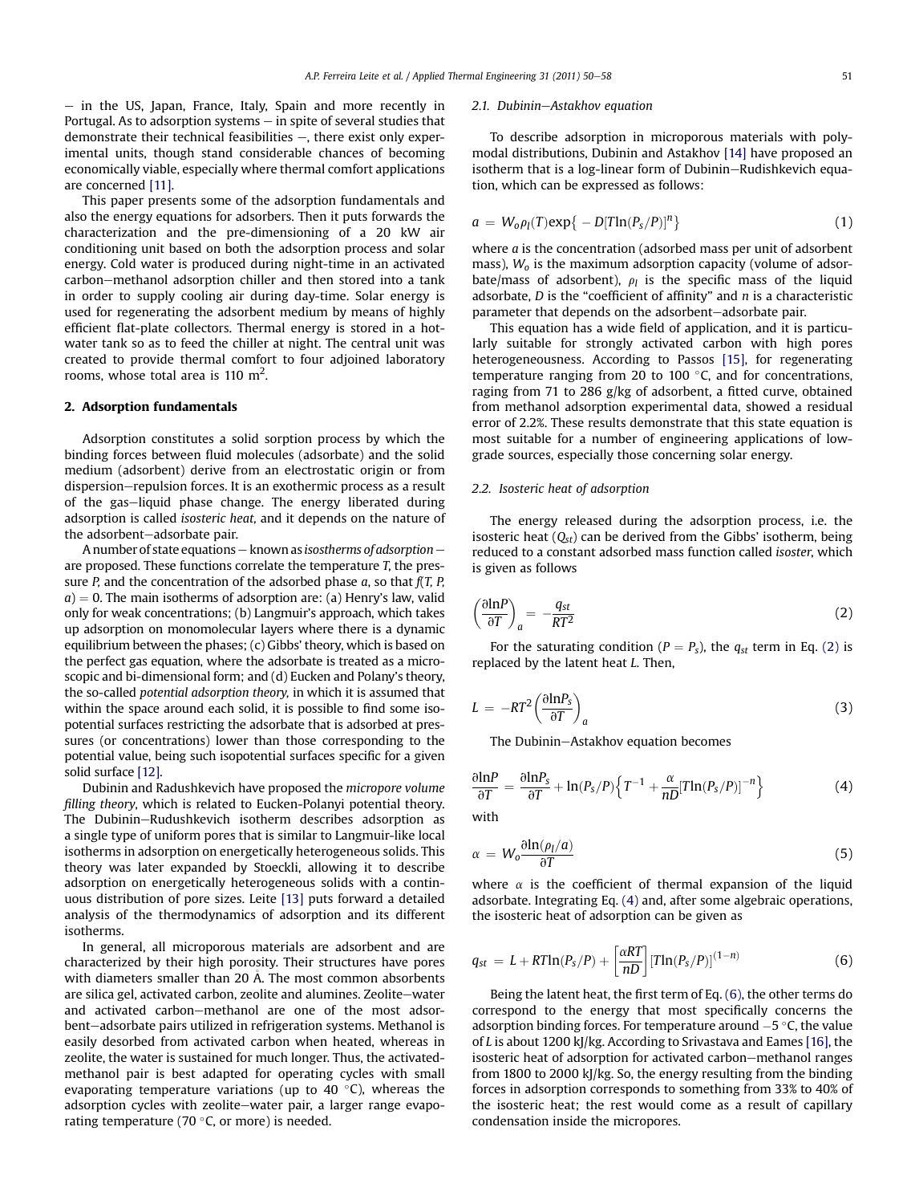– in the US, Japan, France, Italy, Spain and more recently in Portugal. As to adsorption systems – in spite of several studies that demonstrate their technical feasibilities –, there exist only experimental units, though stand considerable chances of becoming economically viable, especially where thermal comfort applications are concerned [11].

This paper presents some of the adsorption fundamentals and also the energy equations for adsorbers. Then it puts forwards the characterization and the pre-dimensioning of a 20 kW air conditioning unit based on both the adsorption process and solar energy. Cold water is produced during night-time in an activated carbon–methanol adsorption chiller and then stored into a tank in order to supply cooling air during day-time. Solar energy is used for regenerating the adsorbent medium by means of highly efficient flat-plate collectors. Thermal energy is stored in a hot-water tank so as to feed the chiller at night. The central unit was created to provide thermal comfort to four adjoined laboratory rooms, whose total area is 110 m$^2$.

## 2. Adsorption fundamentals

Adsorption constitutes a solid sorption process by which the binding forces between fluid molecules (adsorbate) and the solid medium (adsorbent) derive from an electrostatic origin or from dispersion–repulsion forces. It is an exothermic process as a result of the gas–liquid phase change. The energy liberated during adsorption is called *isosteric heat*, and it depends on the nature of the adsorbent–adsorbate pair.

A number of state equations – known as *isotherms of adsorption* – are proposed. These functions correlate the temperature *T*, the pressure *P*, and the concentration of the adsorbed phase *a*, so that $f(T, P, a) = 0$. The main isotherms of adsorption are: (a) Henry's law, valid only for weak concentrations; (b) Langmuir's approach, which takes up adsorption on monomolecular layers where there is a dynamic equilibrium between the phases; (c) Gibbs' theory, which is based on the perfect gas equation, where the adsorbate is treated as a microscopic and bi-dimensional form; and (d) Eucken and Polany's theory, the so-called *potential adsorption theory*, in which it is assumed that within the space around each solid, it is possible to find some isopotential surfaces restricting the adsorbate that is adsorbed at pressures (or concentrations) lower than those corresponding to the potential value, being such isopotential surfaces specific for a given solid surface [12].

Dubinin and Radushkevich have proposed the *micropore volume filling theory*, which is related to Eucken-Polanyi potential theory. The Dubinin–Rudushkevich isotherm describes adsorption as a single type of uniform pores that is similar to Langmuir-like local isotherms in adsorption on energetically heterogeneous solids. This theory was later expanded by Stoeckli, allowing it to describe adsorption on energetically heterogeneous solids with a continuous distribution of pore sizes. Leite [13] puts forward a detailed analysis of the thermodynamics of adsorption and its different isotherms.

In general, all microporous materials are adsorbent and are characterized by their high porosity. Their structures have pores with diameters smaller than 20 Å. The most common absorbents are silica gel, activated carbon, zeolite and alumines. Zeolite–water and activated carbon–methanol are one of the most adsorbent–adsorbate pairs utilized in refrigeration systems. Methanol is easily desorbed from activated carbon when heated, whereas in zeolite, the water is sustained for much longer. Thus, the activated-methanol pair is best adapted for operating cycles with small evaporating temperature variations (up to 40 °C), whereas the adsorption cycles with zeolite–water pair, a larger range evaporating temperature (70 °C, or more) is needed.

### 2.1. Dubinin–Astakhov equation

To describe adsorption in microporous materials with polymodal distributions, Dubinin and Astakhov [14] have proposed an isotherm that is a log-linear form of Dubinin–Rudishkevich equation, which can be expressed as follows:

$$a = W_o \rho_l(T) \exp\{-D[T\ln(P_s/P)]^n\} \tag{1}$$

where *a* is the concentration (adsorbed mass per unit of adsorbent mass), $W_o$ is the maximum adsorption capacity (volume of adsorbate/mass of adsorbent), $\rho_l$ is the specific mass of the liquid adsorbate, *D* is the "coefficient of affinity" and *n* is a characteristic parameter that depends on the adsorbent–adsorbate pair.

This equation has a wide field of application, and it is particularly suitable for strongly activated carbon with high pores heterogeneousness. According to Passos [15], for regenerating temperature ranging from 20 to 100 °C, and for concentrations, raging from 71 to 286 g/kg of adsorbent, a fitted curve, obtained from methanol adsorption experimental data, showed a residual error of 2.2%. These results demonstrate that this state equation is most suitable for a number of engineering applications of low-grade sources, especially those concerning solar energy.

### 2.2. Isosteric heat of adsorption

The energy released during the adsorption process, i.e. the isosteric heat ($Q_{st}$) can be derived from the Gibbs' isotherm, being reduced to a constant adsorbed mass function called *isoster*, which is given as follows

$$\left(\frac{\partial \ln P}{\partial T}\right)_a = -\frac{q_{st}}{RT^2} \tag{2}$$

For the saturating condition ($P = P_s$), the $q_{st}$ term in Eq. (2) is replaced by the latent heat *L*. Then,

$$L = -RT^2\left(\frac{\partial \ln P_s}{\partial T}\right)_a \tag{3}$$

The Dubinin–Astakhov equation becomes

$$\frac{\partial \ln P}{\partial T} = \frac{\partial \ln P_s}{\partial T} + \ln(P_s/P)\left\{T^{-1} + \frac{\alpha}{nD}[T\ln(P_s/P)]^{-n}\right\} \tag{4}$$

with

$$\alpha = W_o \frac{\partial \ln(\rho_l/a)}{\partial T} \tag{5}$$

where $\alpha$ is the coefficient of thermal expansion of the liquid adsorbate. Integrating Eq. (4) and, after some algebraic operations, the isosteric heat of adsorption can be given as

$$q_{st} = L + RT\ln(P_s/P) + \left[\frac{\alpha RT}{nD}\right][T\ln(P_s/P)]^{(1-n)} \tag{6}$$

Being the latent heat, the first term of Eq. (6), the other terms do correspond to the energy that most specifically concerns the adsorption binding forces. For temperature around −5 °C, the value of *L* is about 1200 kJ/kg. According to Srivastava and Eames [16], the isosteric heat of adsorption for activated carbon–methanol ranges from 1800 to 2000 kJ/kg. So, the energy resulting from the binding forces in adsorption corresponds to something from 33% to 40% of the isosteric heat; the rest would come as a result of capillary condensation inside the micropores.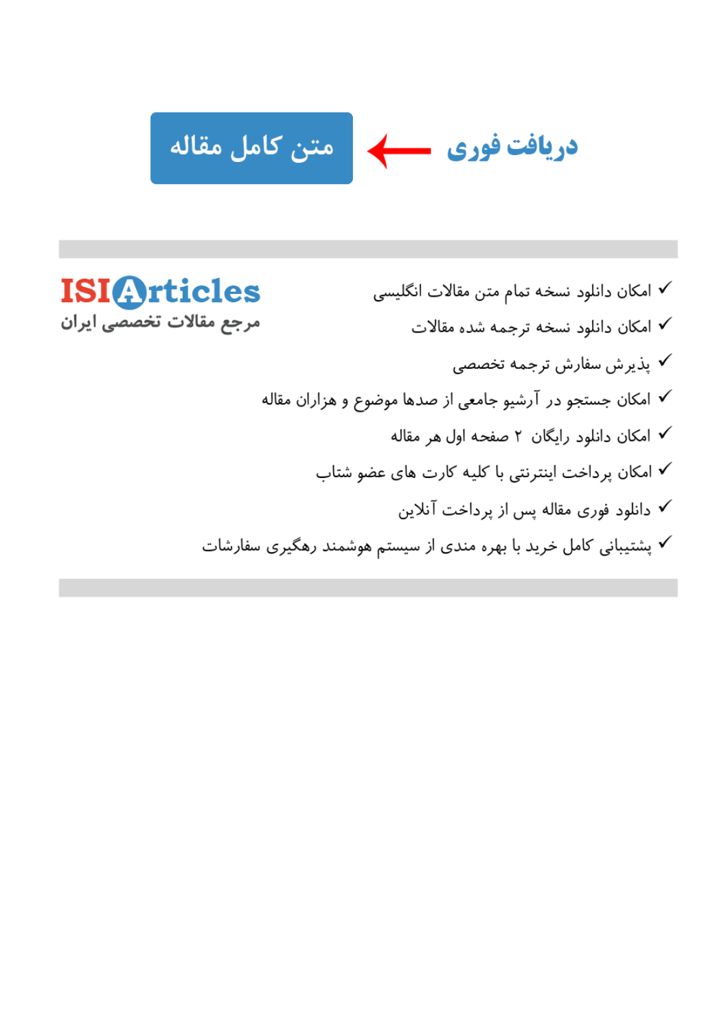دریافت فوری ← متن کامل مقاله

ISIArticles
مرجع مقالات تخصصی ایران

- ✓ امکان دانلود نسخه تمام متن مقالات انگلیسی
- ✓ امکان دانلود نسخه ترجمه شده مقالات
- ✓ پذیرش سفارش ترجمه تخصصی
- ✓ امکان جستجو در آرشیو جامعی از صدها موضوع و هزاران مقاله
- ✓ امکان دانلود رایگان ۲ صفحه اول هر مقاله
- ✓ امکان پرداخت اینترنتی با کلیه کارت های عضو شتاب
- ✓ دانلود فوری مقاله پس از پرداخت آنلاین
- ✓ پشتیبانی کامل خرید با بهره مندی از سیستم هوشمند رهگیری سفارشات